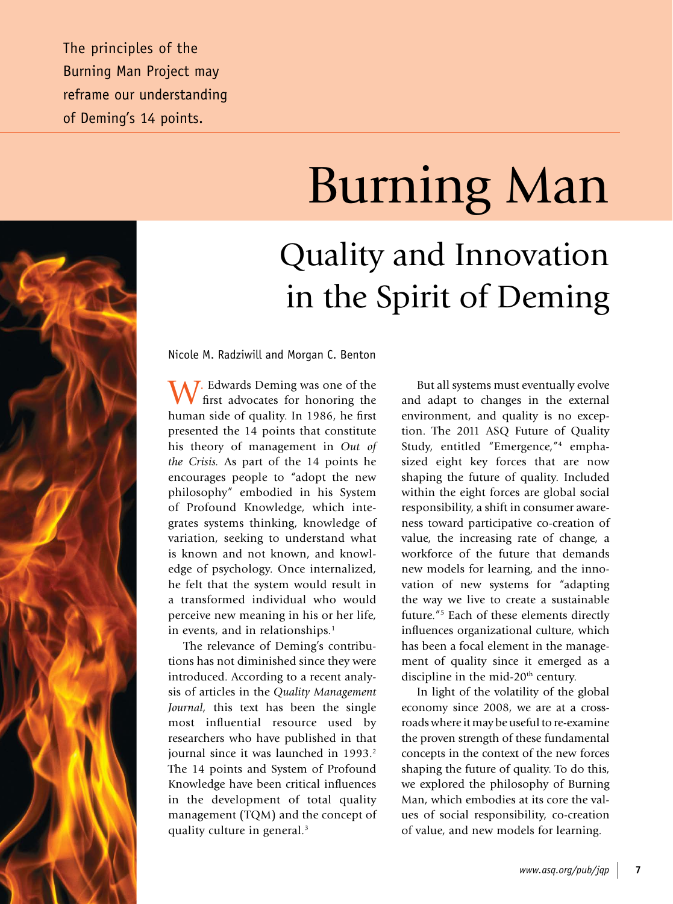The principles of the Burning Man Project may reframe our understanding of Deming's 14 points.

# Burning Man

## Quality and Innovation in the Spirit of Deming

Nicole M. Radziwill and Morgan C. Benton

W. Edwards Deming was one of the first advocates for honoring the human side of quality. In 1986, he first presented the 14 points that constitute his theory of management in *Out of the Crisis.* As part of the 14 points he encourages people to "adopt the new philosophy" embodied in his System of Profound Knowledge, which integrates systems thinking, knowledge of variation, seeking to understand what is known and not known, and knowledge of psychology. Once internalized, he felt that the system would result in a transformed individual who would perceive new meaning in his or her life, in events, and in relationships.[1]

The relevance of Deming's contributions has not diminished since they were introduced. According to a recent analysis of articles in the *Quality Management Journal,* this text has been the single most influential resource used by researchers who have published in that journal since it was launched in 1993.[2] The 14 points and System of Profound Knowledge have been critical influences in the development of total quality management (TQM) and the concept of quality culture in general.[3]

But all systems must eventually evolve and adapt to changes in the external environment, and quality is no exception. The 2011 ASQ Future of Quality Study, entitled "Emergence,"[4] emphasized eight key forces that are now shaping the future of quality. Included within the eight forces are global social responsibility, a shift in consumer awareness toward participative co-creation of value, the increasing rate of change, a workforce of the future that demands new models for learning, and the innovation of new systems for "adapting the way we live to create a sustainable future."[5] Each of these elements directly influences organizational culture, which has been a focal element in the management of quality since it emerged as a discipline in the mid-20th century.

In light of the volatility of the global economy since 2008, we are at a crossroads where it may be useful to re-examine the proven strength of these fundamental concepts in the context of the new forces shaping the future of quality. To do this, we explored the philosophy of Burning Man, which embodies at its core the values of social responsibility, co-creation of value, and new models for learning.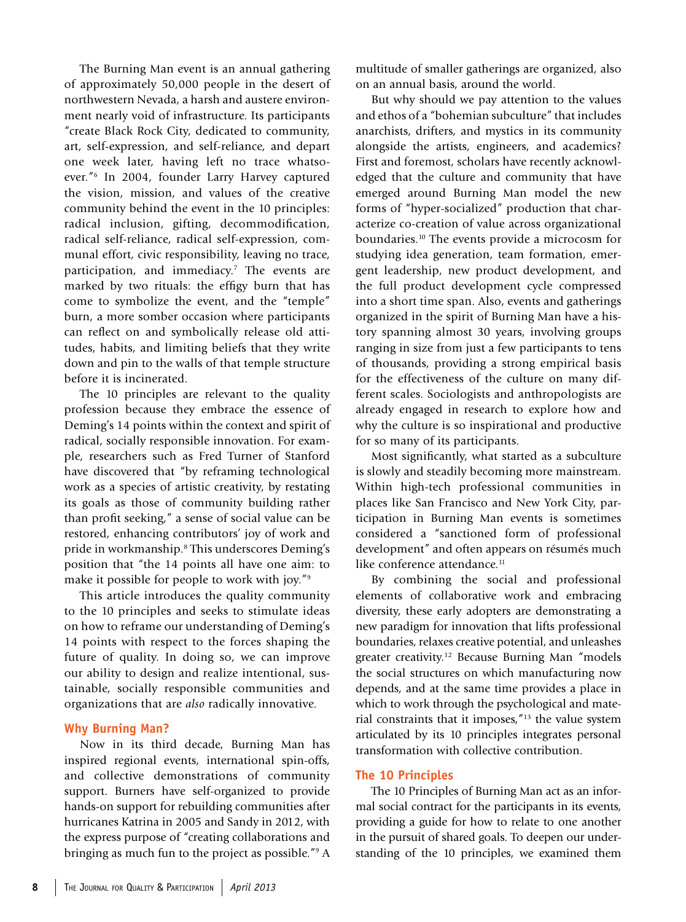The Burning Man event is an annual gathering of approximately 50,000 people in the desert of northwestern Nevada, a harsh and austere environment nearly void of infrastructure. Its participants "create Black Rock City, dedicated to community, art, self-expression, and self-reliance, and depart one week later, having left no trace whatsoever."[6] In 2004, founder Larry Harvey captured the vision, mission, and values of the creative community behind the event in the 10 principles: radical inclusion, gifting, decommodification, radical self-reliance, radical self-expression, communal effort, civic responsibility, leaving no trace, participation, and immediacy.[7] The events are marked by two rituals: the effigy burn that has come to symbolize the event, and the "temple" burn, a more somber occasion where participants can reflect on and symbolically release old attitudes, habits, and limiting beliefs that they write down and pin to the walls of that temple structure before it is incinerated.

The 10 principles are relevant to the quality profession because they embrace the essence of Deming's 14 points within the context and spirit of radical, socially responsible innovation. For example, researchers such as Fred Turner of Stanford have discovered that "by reframing technological work as a species of artistic creativity, by restating its goals as those of community building rather than profit seeking," a sense of social value can be restored, enhancing contributors' joy of work and pride in workmanship.[8] This underscores Deming's position that "the 14 points all have one aim: to make it possible for people to work with joy."[9]

This article introduces the quality community to the 10 principles and seeks to stimulate ideas on how to reframe our understanding of Deming's 14 points with respect to the forces shaping the future of quality. In doing so, we can improve our ability to design and realize intentional, sustainable, socially responsible communities and organizations that are *also* radically innovative.

## Why Burning Man?

Now in its third decade, Burning Man has inspired regional events, international spin-offs, and collective demonstrations of community support. Burners have self-organized to provide hands-on support for rebuilding communities after hurricanes Katrina in 2005 and Sandy in 2012, with the express purpose of "creating collaborations and bringing as much fun to the project as possible."[9] A multitude of smaller gatherings are organized, also on an annual basis, around the world.

But why should we pay attention to the values and ethos of a "bohemian subculture" that includes anarchists, drifters, and mystics in its community alongside the artists, engineers, and academics? First and foremost, scholars have recently acknowledged that the culture and community that have emerged around Burning Man model the new forms of "hyper-socialized" production that characterize co-creation of value across organizational boundaries.[10] The events provide a microcosm for studying idea generation, team formation, emergent leadership, new product development, and the full product development cycle compressed into a short time span. Also, events and gatherings organized in the spirit of Burning Man have a history spanning almost 30 years, involving groups ranging in size from just a few participants to tens of thousands, providing a strong empirical basis for the effectiveness of the culture on many different scales. Sociologists and anthropologists are already engaged in research to explore how and why the culture is so inspirational and productive for so many of its participants.

Most significantly, what started as a subculture is slowly and steadily becoming more mainstream. Within high-tech professional communities in places like San Francisco and New York City, participation in Burning Man events is sometimes considered a "sanctioned form of professional development" and often appears on résumés much like conference attendance.[11]

By combining the social and professional elements of collaborative work and embracing diversity, these early adopters are demonstrating a new paradigm for innovation that lifts professional boundaries, relaxes creative potential, and unleashes greater creativity.[12] Because Burning Man "models the social structures on which manufacturing now depends, and at the same time provides a place in which to work through the psychological and material constraints that it imposes,"[13] the value system articulated by its 10 principles integrates personal transformation with collective contribution.

## The 10 Principles

The 10 Principles of Burning Man act as an informal social contract for the participants in its events, providing a guide for how to relate to one another in the pursuit of shared goals. To deepen our understanding of the 10 principles, we examined them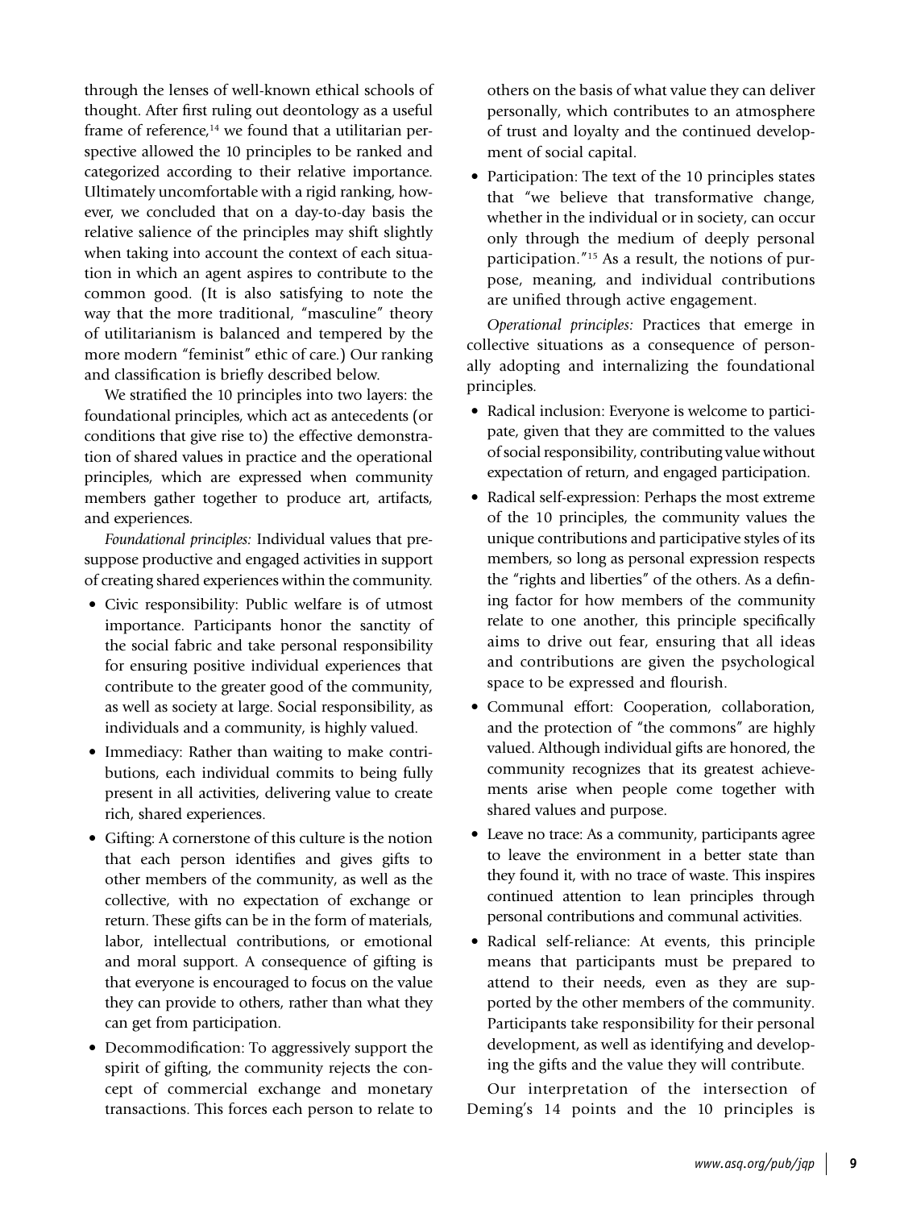through the lenses of well-known ethical schools of thought. After first ruling out deontology as a useful frame of reference,[14] we found that a utilitarian perspective allowed the 10 principles to be ranked and categorized according to their relative importance. Ultimately uncomfortable with a rigid ranking, however, we concluded that on a day-to-day basis the relative salience of the principles may shift slightly when taking into account the context of each situation in which an agent aspires to contribute to the common good. (It is also satisfying to note the way that the more traditional, "masculine" theory of utilitarianism is balanced and tempered by the more modern "feminist" ethic of care.) Our ranking and classification is briefly described below.

We stratified the 10 principles into two layers: the foundational principles, which act as antecedents (or conditions that give rise to) the effective demonstration of shared values in practice and the operational principles, which are expressed when community members gather together to produce art, artifacts, and experiences.

*Foundational principles:* Individual values that presuppose productive and engaged activities in support of creating shared experiences within the community.

- Civic responsibility: Public welfare is of utmost importance. Participants honor the sanctity of the social fabric and take personal responsibility for ensuring positive individual experiences that contribute to the greater good of the community, as well as society at large. Social responsibility, as individuals and a community, is highly valued.
- Immediacy: Rather than waiting to make contributions, each individual commits to being fully present in all activities, delivering value to create rich, shared experiences.
- Gifting: A cornerstone of this culture is the notion that each person identifies and gives gifts to other members of the community, as well as the collective, with no expectation of exchange or return. These gifts can be in the form of materials, labor, intellectual contributions, or emotional and moral support. A consequence of gifting is that everyone is encouraged to focus on the value they can provide to others, rather than what they can get from participation.
- Decommodification: To aggressively support the spirit of gifting, the community rejects the concept of commercial exchange and monetary transactions. This forces each person to relate to others on the basis of what value they can deliver personally, which contributes to an atmosphere of trust and loyalty and the continued development of social capital.
- Participation: The text of the 10 principles states that "we believe that transformative change, whether in the individual or in society, can occur only through the medium of deeply personal participation."[15] As a result, the notions of purpose, meaning, and individual contributions are unified through active engagement.

*Operational principles:* Practices that emerge in collective situations as a consequence of personally adopting and internalizing the foundational principles.

- Radical inclusion: Everyone is welcome to participate, given that they are committed to the values of social responsibility, contributing value without expectation of return, and engaged participation.
- Radical self-expression: Perhaps the most extreme of the 10 principles, the community values the unique contributions and participative styles of its members, so long as personal expression respects the "rights and liberties" of the others. As a defining factor for how members of the community relate to one another, this principle specifically aims to drive out fear, ensuring that all ideas and contributions are given the psychological space to be expressed and flourish.
- Communal effort: Cooperation, collaboration, and the protection of "the commons" are highly valued. Although individual gifts are honored, the community recognizes that its greatest achievements arise when people come together with shared values and purpose.
- Leave no trace: As a community, participants agree to leave the environment in a better state than they found it, with no trace of waste. This inspires continued attention to lean principles through personal contributions and communal activities.
- Radical self-reliance: At events, this principle means that participants must be prepared to attend to their needs, even as they are supported by the other members of the community. Participants take responsibility for their personal development, as well as identifying and developing the gifts and the value they will contribute.

Our interpretation of the intersection of Deming's 14 points and the 10 principles is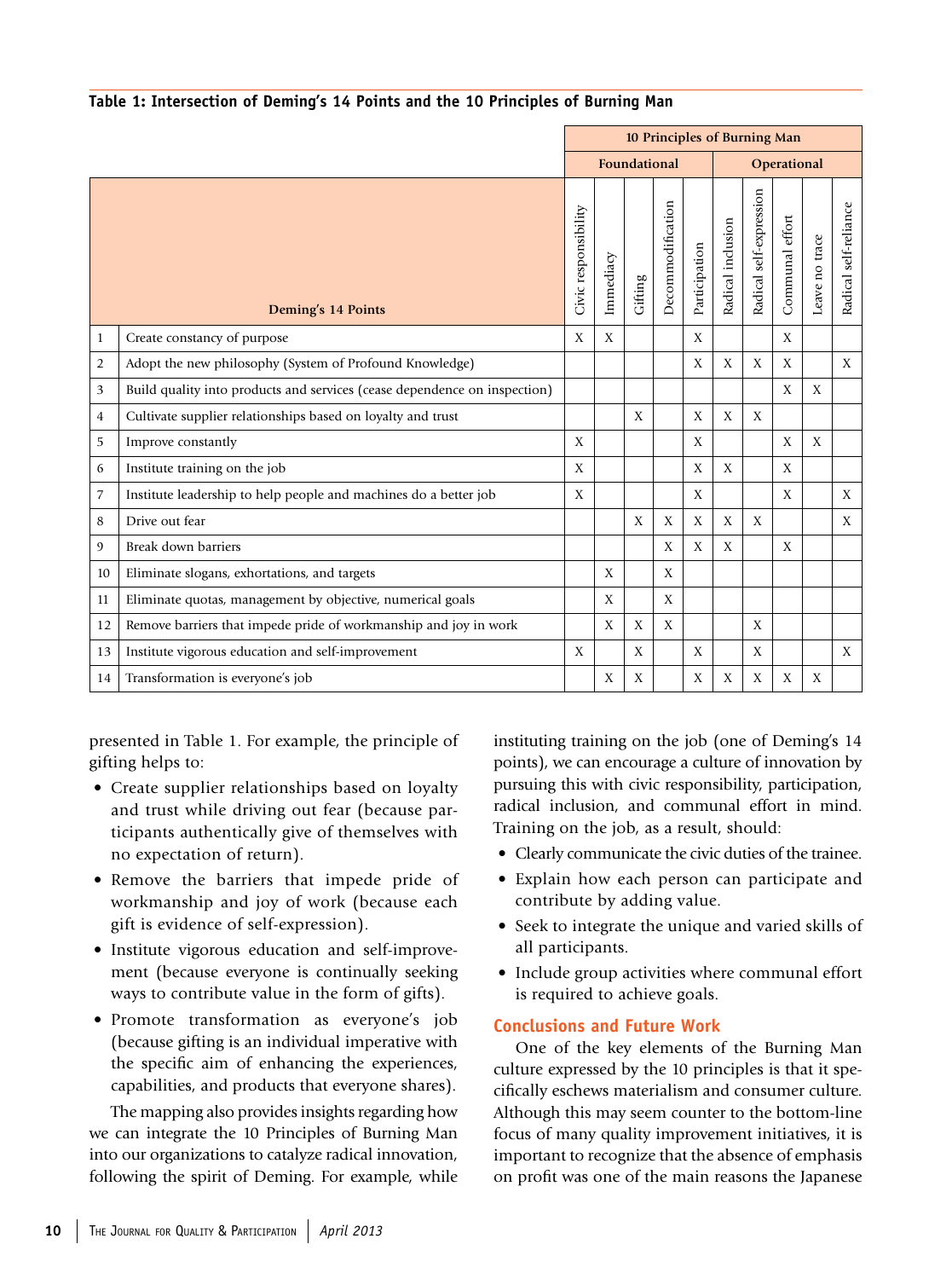**Table 1: Intersection of Deming's 14 Points and the 10 Principles of Burning Man**

| | | 10 Principles of Burning Man | | | | | | | | | |
|---|---|---|---|---|---|---|---|---|---|---|---|
| | | Foundational | | | | | Operational | | | | |
| | Deming's 14 Points | Civic responsibility | Immediacy | Gifting | Decommodification | Participation | Radical inclusion | Radical self-expression | Communal effort | Leave no trace | Radical self-reliance |
| 1 | Create constancy of purpose | X | X | | | X | | | X | | |
| 2 | Adopt the new philosophy (System of Profound Knowledge) | | | | | X | X | X | X | | X |
| 3 | Build quality into products and services (cease dependence on inspection) | | | | | | | | X | X | |
| 4 | Cultivate supplier relationships based on loyalty and trust | | | X | | X | X | X | | | |
| 5 | Improve constantly | X | | | | X | | | X | X | |
| 6 | Institute training on the job | X | | | | X | X | | X | | |
| 7 | Institute leadership to help people and machines do a better job | X | | | | X | | | X | | X |
| 8 | Drive out fear | | | X | X | X | X | X | | | X |
| 9 | Break down barriers | | | | X | X | X | | X | | |
| 10 | Eliminate slogans, exhortations, and targets | | X | | X | | | | | | |
| 11 | Eliminate quotas, management by objective, numerical goals | | X | | X | | | | | | |
| 12 | Remove barriers that impede pride of workmanship and joy in work | | X | X | X | | | X | | | |
| 13 | Institute vigorous education and self-improvement | X | | X | | X | | X | | | X |
| 14 | Transformation is everyone's job | | X | X | | X | X | X | X | X | |

presented in Table 1. For example, the principle of gifting helps to:

- Create supplier relationships based on loyalty and trust while driving out fear (because participants authentically give of themselves with no expectation of return).
- Remove the barriers that impede pride of workmanship and joy of work (because each gift is evidence of self-expression).
- Institute vigorous education and self-improvement (because everyone is continually seeking ways to contribute value in the form of gifts).
- Promote transformation as everyone's job (because gifting is an individual imperative with the specific aim of enhancing the experiences, capabilities, and products that everyone shares).

The mapping also provides insights regarding how we can integrate the 10 Principles of Burning Man into our organizations to catalyze radical innovation, following the spirit of Deming. For example, while instituting training on the job (one of Deming's 14 points), we can encourage a culture of innovation by pursuing this with civic responsibility, participation, radical inclusion, and communal effort in mind. Training on the job, as a result, should:

- Clearly communicate the civic duties of the trainee.
- Explain how each person can participate and contribute by adding value.
- Seek to integrate the unique and varied skills of all participants.
- Include group activities where communal effort is required to achieve goals.

## Conclusions and Future Work

One of the key elements of the Burning Man culture expressed by the 10 principles is that it specifically eschews materialism and consumer culture. Although this may seem counter to the bottom-line focus of many quality improvement initiatives, it is important to recognize that the absence of emphasis on profit was one of the main reasons the Japanese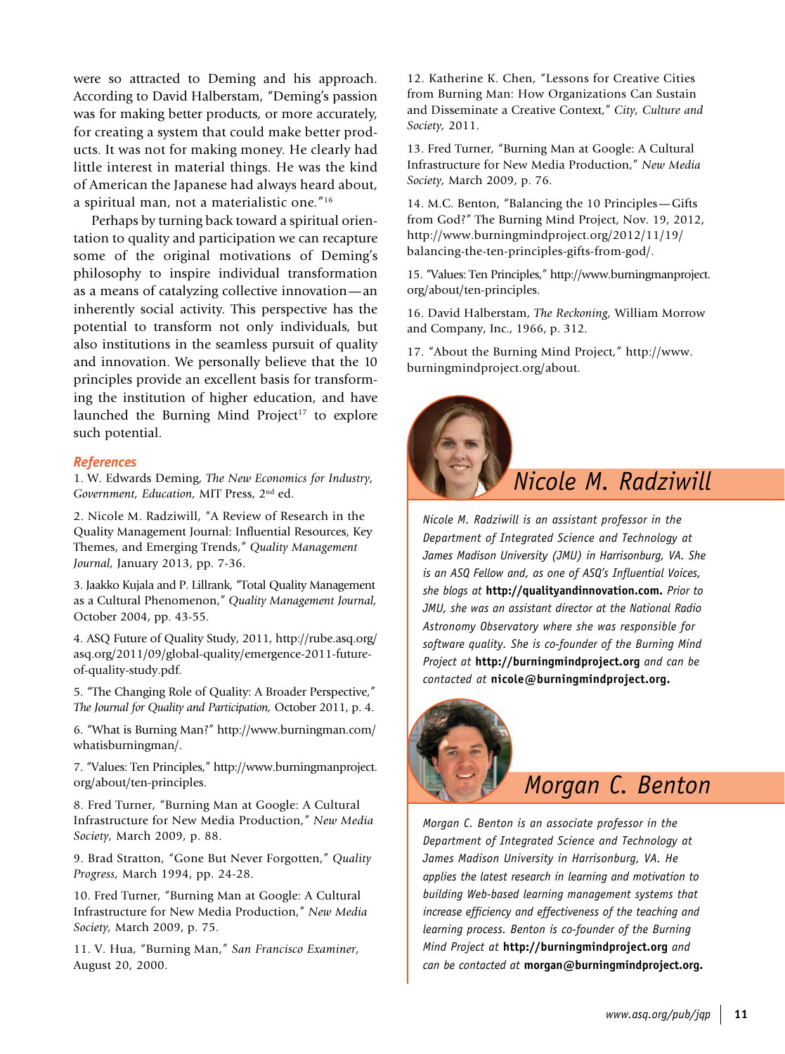were so attracted to Deming and his approach. According to David Halberstam, "Deming's passion was for making better products, or more accurately, for creating a system that could make better products. It was not for making money. He clearly had little interest in material things. He was the kind of American the Japanese had always heard about, a spiritual man, not a materialistic one."[16]

Perhaps by turning back toward a spiritual orientation to quality and participation we can recapture some of the original motivations of Deming's philosophy to inspire individual transformation as a means of catalyzing collective innovation—an inherently social activity. This perspective has the potential to transform not only individuals, but also institutions in the seamless pursuit of quality and innovation. We personally believe that the 10 principles provide an excellent basis for transforming the institution of higher education, and have launched the Burning Mind Project[17] to explore such potential.

## References

1. W. Edwards Deming, *The New Economics for Industry, Government, Education*, MIT Press, 2nd ed.

2. Nicole M. Radziwill, "A Review of Research in the Quality Management Journal: Influential Resources, Key Themes, and Emerging Trends," *Quality Management Journal*, January 2013, pp. 7-36.

3. Jaakko Kujala and P. Lillrank, "Total Quality Management as a Cultural Phenomenon," *Quality Management Journal*, October 2004, pp. 43-55.

4. ASQ Future of Quality Study, 2011, http://rube.asq.org/asq.org/2011/09/global-quality/emergence-2011-future-of-quality-study.pdf.

5. "The Changing Role of Quality: A Broader Perspective," *The Journal for Quality and Participation*, October 2011, p. 4.

6. "What is Burning Man?" http://www.burningman.com/whatisburningman/.

7. "Values: Ten Principles," http://www.burningmanproject.org/about/ten-principles.

8. Fred Turner, "Burning Man at Google: A Cultural Infrastructure for New Media Production," *New Media Society*, March 2009, p. 88.

9. Brad Stratton, "Gone But Never Forgotten," *Quality Progress*, March 1994, pp. 24-28.

10. Fred Turner, "Burning Man at Google: A Cultural Infrastructure for New Media Production," *New Media Society*, March 2009, p. 75.

11. V. Hua, "Burning Man," *San Francisco Examiner*, August 20, 2000.

12. Katherine K. Chen, "Lessons for Creative Cities from Burning Man: How Organizations Can Sustain and Disseminate a Creative Context," *City, Culture and Society*, 2011.

13. Fred Turner, "Burning Man at Google: A Cultural Infrastructure for New Media Production," *New Media Society*, March 2009, p. 76.

14. M.C. Benton, "Balancing the 10 Principles—Gifts from God?" The Burning Mind Project, Nov. 19, 2012, http://www.burningmindproject.org/2012/11/19/balancing-the-ten-principles-gifts-from-god/.

15. "Values: Ten Principles," http://www.burningmanproject.org/about/ten-principles.

16. David Halberstam, *The Reckoning*, William Morrow and Company, Inc., 1966, p. 312.

17. "About the Burning Mind Project," http://www.burningmindproject.org/about.

## *Nicole M. Radziwill*

*Nicole M. Radziwill is an assistant professor in the Department of Integrated Science and Technology at James Madison University (JMU) in Harrisonburg, VA. She is an ASQ Fellow and, as one of ASQ's Influential Voices, she blogs at* **http://qualityandinnovation.com.** *Prior to JMU, she was an assistant director at the National Radio Astronomy Observatory where she was responsible for software quality. She is co-founder of the Burning Mind Project at* **http://burningmindproject.org** *and can be contacted at* **nicole@burningmindproject.org.**

## *Morgan C. Benton*

*Morgan C. Benton is an associate professor in the Department of Integrated Science and Technology at James Madison University in Harrisonburg, VA. He applies the latest research in learning and motivation to building Web-based learning management systems that increase efficiency and effectiveness of the teaching and learning process. Benton is co-founder of the Burning Mind Project at* **http://burningmindproject.org** *and can be contacted at* **morgan@burningmindproject.org.**